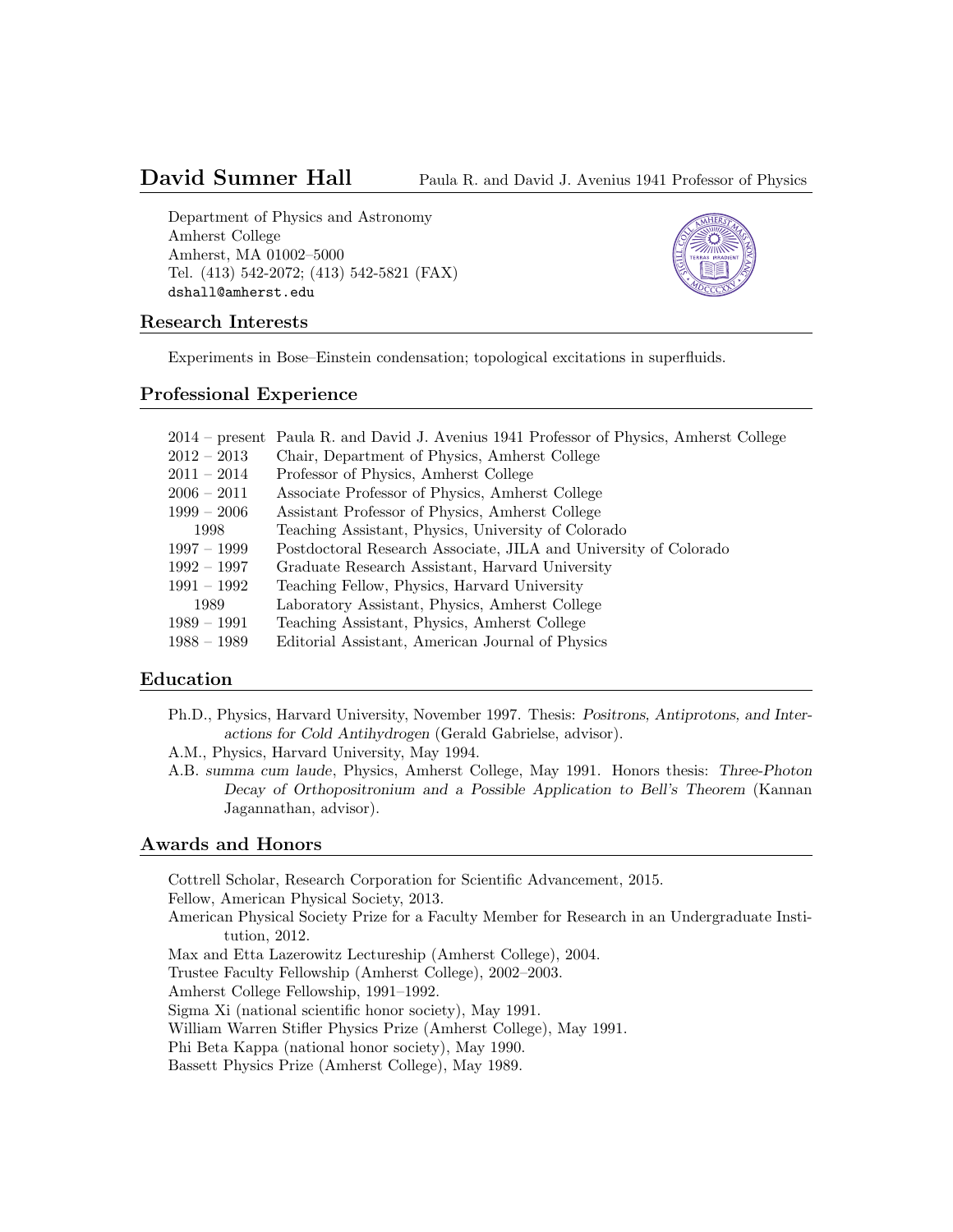# David Sumner Hall

Paula R. and David J. Avenius 1941 Professor of Physics

Department of Physics and Astronomy
Amherst College
Amherst, MA 01002–5000
Tel. (413) 542-2072; (413) 542-5821 (FAX)
dshall@amherst.edu

## Research Interests

Experiments in Bose–Einstein condensation; topological excitations in superfluids.

## Professional Experience

| | |
|---|---|
| 2014 – present | Paula R. and David J. Avenius 1941 Professor of Physics, Amherst College |
| 2012 – 2013 | Chair, Department of Physics, Amherst College |
| 2011 – 2014 | Professor of Physics, Amherst College |
| 2006 – 2011 | Associate Professor of Physics, Amherst College |
| 1999 – 2006 | Assistant Professor of Physics, Amherst College |
| 1998 | Teaching Assistant, Physics, University of Colorado |
| 1997 – 1999 | Postdoctoral Research Associate, JILA and University of Colorado |
| 1992 – 1997 | Graduate Research Assistant, Harvard University |
| 1991 – 1992 | Teaching Fellow, Physics, Harvard University |
| 1989 | Laboratory Assistant, Physics, Amherst College |
| 1989 – 1991 | Teaching Assistant, Physics, Amherst College |
| 1988 – 1989 | Editorial Assistant, American Journal of Physics |

## Education

Ph.D., Physics, Harvard University, November 1997. Thesis: *Positrons, Antiprotons, and Interactions for Cold Antihydrogen* (Gerald Gabrielse, advisor).

A.M., Physics, Harvard University, May 1994.

A.B. *summa cum laude*, Physics, Amherst College, May 1991. Honors thesis: *Three-Photon Decay of Orthopositronium and a Possible Application to Bell's Theorem* (Kannan Jagannathan, advisor).

## Awards and Honors

Cottrell Scholar, Research Corporation for Scientific Advancement, 2015.

Fellow, American Physical Society, 2013.

American Physical Society Prize for a Faculty Member for Research in an Undergraduate Institution, 2012.

Max and Etta Lazerowitz Lectureship (Amherst College), 2004.

Trustee Faculty Fellowship (Amherst College), 2002–2003.

Amherst College Fellowship, 1991–1992.

Sigma Xi (national scientific honor society), May 1991.

William Warren Stifler Physics Prize (Amherst College), May 1991.

Phi Beta Kappa (national honor society), May 1990.

Bassett Physics Prize (Amherst College), May 1989.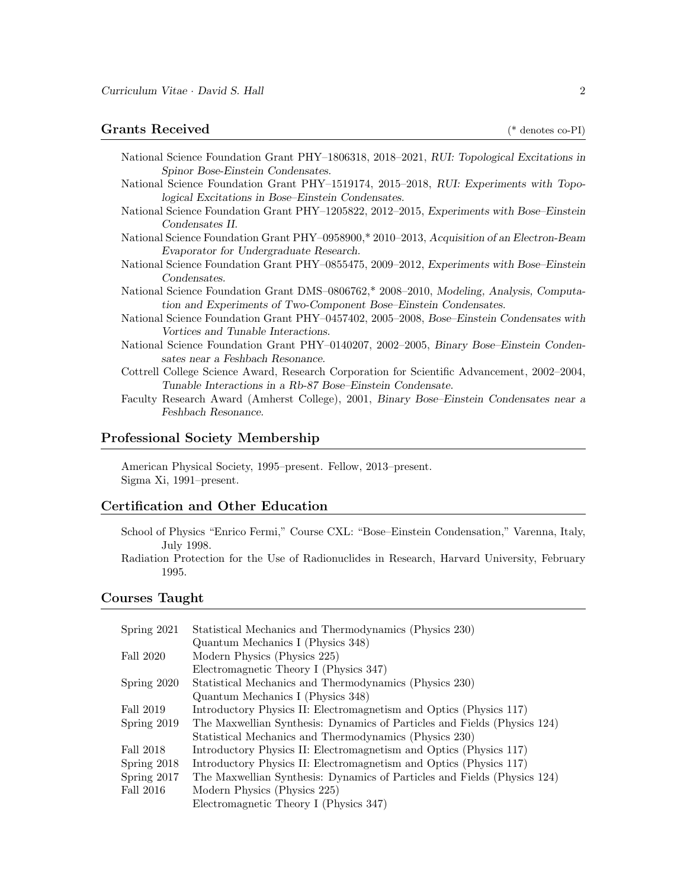## Grants Received

(* denotes co-PI)

- National Science Foundation Grant PHY–1806318, 2018–2021, *RUI: Topological Excitations in Spinor Bose-Einstein Condensates.*
- National Science Foundation Grant PHY–1519174, 2015–2018, *RUI: Experiments with Topological Excitations in Bose–Einstein Condensates.*
- National Science Foundation Grant PHY–1205822, 2012–2015, *Experiments with Bose–Einstein Condensates II.*
- National Science Foundation Grant PHY–0958900,* 2010–2013, *Acquisition of an Electron-Beam Evaporator for Undergraduate Research.*
- National Science Foundation Grant PHY–0855475, 2009–2012, *Experiments with Bose–Einstein Condensates.*
- National Science Foundation Grant DMS–0806762,* 2008–2010, *Modeling, Analysis, Computation and Experiments of Two-Component Bose–Einstein Condensates.*
- National Science Foundation Grant PHY–0457402, 2005–2008, *Bose–Einstein Condensates with Vortices and Tunable Interactions.*
- National Science Foundation Grant PHY–0140207, 2002–2005, *Binary Bose–Einstein Condensates near a Feshbach Resonance.*
- Cottrell College Science Award, Research Corporation for Scientific Advancement, 2002–2004, *Tunable Interactions in a Rb-87 Bose–Einstein Condensate.*
- Faculty Research Award (Amherst College), 2001, *Binary Bose–Einstein Condensates near a Feshbach Resonance.*

## Professional Society Membership

American Physical Society, 1995–present. Fellow, 2013–present.
Sigma Xi, 1991–present.

## Certification and Other Education

- School of Physics "Enrico Fermi," Course CXL: "Bose–Einstein Condensation," Varenna, Italy, July 1998.
- Radiation Protection for the Use of Radionuclides in Research, Harvard University, February 1995.

## Courses Taught

| | |
|---|---|
| Spring 2021 | Statistical Mechanics and Thermodynamics (Physics 230) |
| | Quantum Mechanics I (Physics 348) |
| Fall 2020 | Modern Physics (Physics 225) |
| | Electromagnetic Theory I (Physics 347) |
| Spring 2020 | Statistical Mechanics and Thermodynamics (Physics 230) |
| | Quantum Mechanics I (Physics 348) |
| Fall 2019 | Introductory Physics II: Electromagnetism and Optics (Physics 117) |
| Spring 2019 | The Maxwellian Synthesis: Dynamics of Particles and Fields (Physics 124) |
| | Statistical Mechanics and Thermodynamics (Physics 230) |
| Fall 2018 | Introductory Physics II: Electromagnetism and Optics (Physics 117) |
| Spring 2018 | Introductory Physics II: Electromagnetism and Optics (Physics 117) |
| Spring 2017 | The Maxwellian Synthesis: Dynamics of Particles and Fields (Physics 124) |
| Fall 2016 | Modern Physics (Physics 225) |
| | Electromagnetic Theory I (Physics 347) |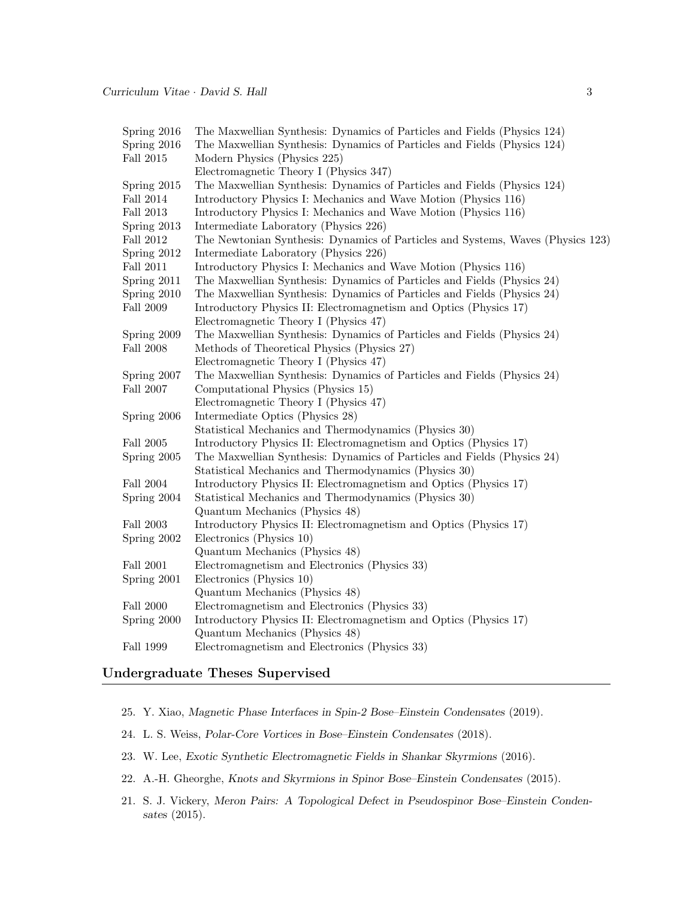| | |
|---|---|
| Spring 2016 | The Maxwellian Synthesis: Dynamics of Particles and Fields (Physics 124) |
| Spring 2016 | The Maxwellian Synthesis: Dynamics of Particles and Fields (Physics 124) |
| Fall 2015 | Modern Physics (Physics 225) |
| | Electromagnetic Theory I (Physics 347) |
| Spring 2015 | The Maxwellian Synthesis: Dynamics of Particles and Fields (Physics 124) |
| Fall 2014 | Introductory Physics I: Mechanics and Wave Motion (Physics 116) |
| Fall 2013 | Introductory Physics I: Mechanics and Wave Motion (Physics 116) |
| Spring 2013 | Intermediate Laboratory (Physics 226) |
| Fall 2012 | The Newtonian Synthesis: Dynamics of Particles and Systems, Waves (Physics 123) |
| Spring 2012 | Intermediate Laboratory (Physics 226) |
| Fall 2011 | Introductory Physics I: Mechanics and Wave Motion (Physics 116) |
| Spring 2011 | The Maxwellian Synthesis: Dynamics of Particles and Fields (Physics 24) |
| Spring 2010 | The Maxwellian Synthesis: Dynamics of Particles and Fields (Physics 24) |
| Fall 2009 | Introductory Physics II: Electromagnetism and Optics (Physics 17) |
| | Electromagnetic Theory I (Physics 47) |
| Spring 2009 | The Maxwellian Synthesis: Dynamics of Particles and Fields (Physics 24) |
| Fall 2008 | Methods of Theoretical Physics (Physics 27) |
| | Electromagnetic Theory I (Physics 47) |
| Spring 2007 | The Maxwellian Synthesis: Dynamics of Particles and Fields (Physics 24) |
| Fall 2007 | Computational Physics (Physics 15) |
| | Electromagnetic Theory I (Physics 47) |
| Spring 2006 | Intermediate Optics (Physics 28) |
| | Statistical Mechanics and Thermodynamics (Physics 30) |
| Fall 2005 | Introductory Physics II: Electromagnetism and Optics (Physics 17) |
| Spring 2005 | The Maxwellian Synthesis: Dynamics of Particles and Fields (Physics 24) |
| | Statistical Mechanics and Thermodynamics (Physics 30) |
| Fall 2004 | Introductory Physics II: Electromagnetism and Optics (Physics 17) |
| Spring 2004 | Statistical Mechanics and Thermodynamics (Physics 30) |
| | Quantum Mechanics (Physics 48) |
| Fall 2003 | Introductory Physics II: Electromagnetism and Optics (Physics 17) |
| Spring 2002 | Electronics (Physics 10) |
| | Quantum Mechanics (Physics 48) |
| Fall 2001 | Electromagnetism and Electronics (Physics 33) |
| Spring 2001 | Electronics (Physics 10) |
| | Quantum Mechanics (Physics 48) |
| Fall 2000 | Electromagnetism and Electronics (Physics 33) |
| Spring 2000 | Introductory Physics II: Electromagnetism and Optics (Physics 17) |
| | Quantum Mechanics (Physics 48) |
| Fall 1999 | Electromagnetism and Electronics (Physics 33) |

## Undergraduate Theses Supervised

25. Y. Xiao, *Magnetic Phase Interfaces in Spin-2 Bose–Einstein Condensates* (2019).

24. L. S. Weiss, *Polar-Core Vortices in Bose–Einstein Condensates* (2018).

23. W. Lee, *Exotic Synthetic Electromagnetic Fields in Shankar Skyrmions* (2016).

22. A.-H. Gheorghe, *Knots and Skyrmions in Spinor Bose–Einstein Condensates* (2015).

21. S. J. Vickery, *Meron Pairs: A Topological Defect in Pseudospinor Bose–Einstein Condensates* (2015).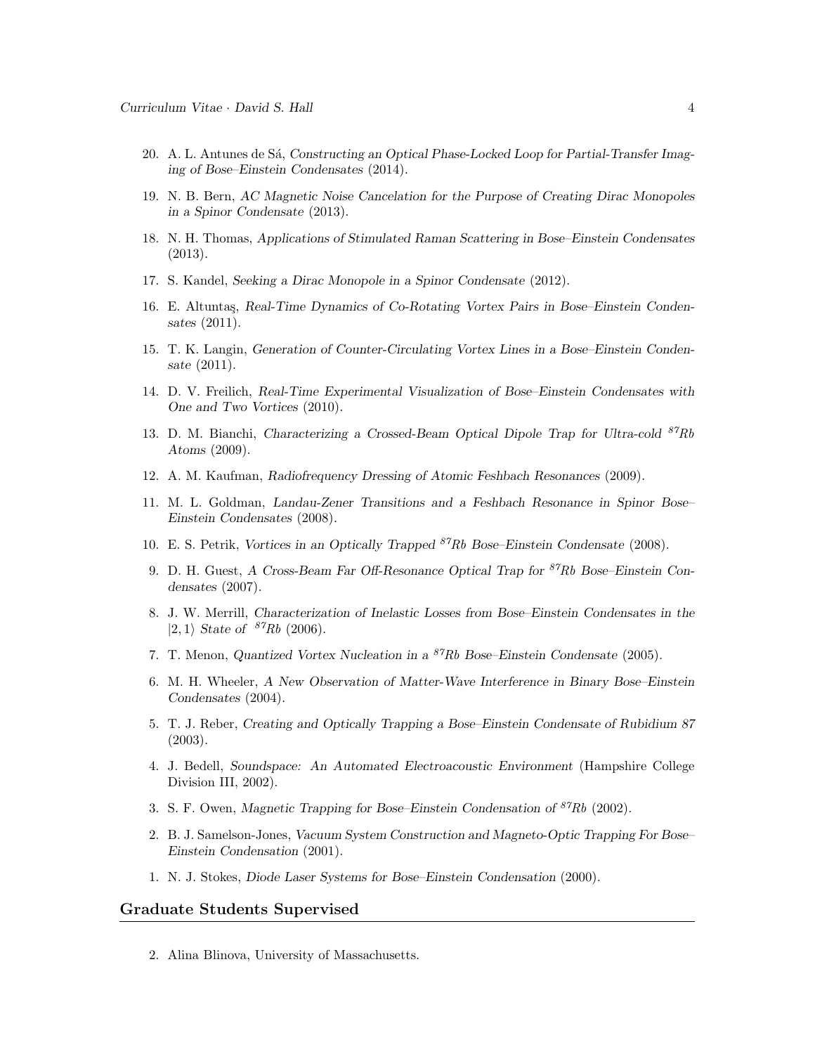20. A. L. Antunes de Sá, *Constructing an Optical Phase-Locked Loop for Partial-Transfer Imaging of Bose–Einstein Condensates* (2014).

19. N. B. Bern, *AC Magnetic Noise Cancelation for the Purpose of Creating Dirac Monopoles in a Spinor Condensate* (2013).

18. N. H. Thomas, *Applications of Stimulated Raman Scattering in Bose–Einstein Condensates* (2013).

17. S. Kandel, *Seeking a Dirac Monopole in a Spinor Condensate* (2012).

16. E. Altuntaş, *Real-Time Dynamics of Co-Rotating Vortex Pairs in Bose–Einstein Condensates* (2011).

15. T. K. Langin, *Generation of Counter-Circulating Vortex Lines in a Bose–Einstein Condensate* (2011).

14. D. V. Freilich, *Real-Time Experimental Visualization of Bose–Einstein Condensates with One and Two Vortices* (2010).

13. D. M. Bianchi, *Characterizing a Crossed-Beam Optical Dipole Trap for Ultra-cold $^{87}Rb$ Atoms* (2009).

12. A. M. Kaufman, *Radiofrequency Dressing of Atomic Feshbach Resonances* (2009).

11. M. L. Goldman, *Landau-Zener Transitions and a Feshbach Resonance in Spinor Bose–Einstein Condensates* (2008).

10. E. S. Petrik, *Vortices in an Optically Trapped $^{87}Rb$ Bose–Einstein Condensate* (2008).

9. D. H. Guest, *A Cross-Beam Far Off-Resonance Optical Trap for $^{87}Rb$ Bose–Einstein Condensates* (2007).

8. J. W. Merrill, *Characterization of Inelastic Losses from Bose–Einstein Condensates in the $|2, 1\rangle$ State of $^{87}Rb$* (2006).

7. T. Menon, *Quantized Vortex Nucleation in a $^{87}Rb$ Bose–Einstein Condensate* (2005).

6. M. H. Wheeler, *A New Observation of Matter-Wave Interference in Binary Bose–Einstein Condensates* (2004).

5. T. J. Reber, *Creating and Optically Trapping a Bose–Einstein Condensate of Rubidium 87* (2003).

4. J. Bedell, *Soundspace: An Automated Electroacoustic Environment* (Hampshire College Division III, 2002).

3. S. F. Owen, *Magnetic Trapping for Bose–Einstein Condensation of $^{87}Rb$* (2002).

2. B. J. Samelson-Jones, *Vacuum System Construction and Magneto-Optic Trapping For Bose–Einstein Condensation* (2001).

1. N. J. Stokes, *Diode Laser Systems for Bose–Einstein Condensation* (2000).

## Graduate Students Supervised

2. Alina Blinova, University of Massachusetts.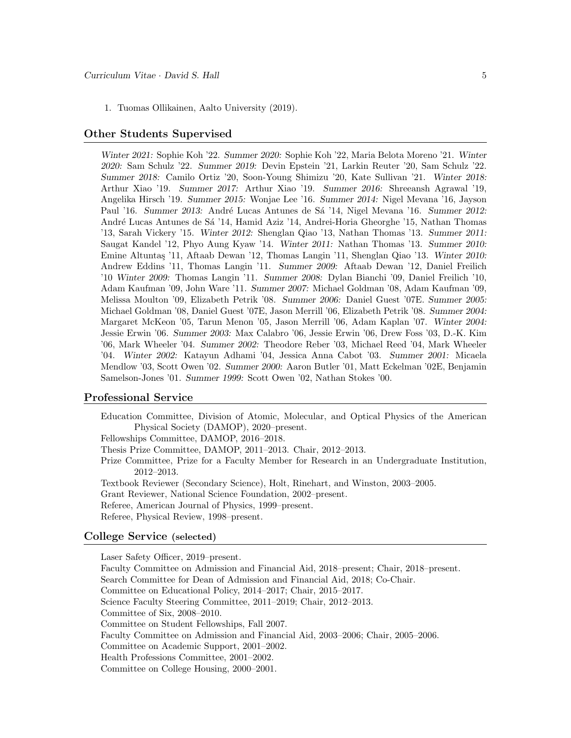1. Tuomas Ollikainen, Aalto University (2019).

## Other Students Supervised

*Winter 2021:* Sophie Koh '22. *Summer 2020:* Sophie Koh '22, Maria Belota Moreno '21. *Winter 2020:* Sam Schulz '22. *Summer 2019:* Devin Epstein '21, Larkin Reuter '20, Sam Schulz '22. *Summer 2018:* Camilo Ortiz '20, Soon-Young Shimizu '20, Kate Sullivan '21. *Winter 2018:* Arthur Xiao '19. *Summer 2017:* Arthur Xiao '19. *Summer 2016:* Shreeansh Agrawal '19, Angelika Hirsch '19. *Summer 2015:* Wonjae Lee '16. *Summer 2014:* Nigel Mevana '16, Jayson Paul '16. *Summer 2013:* André Lucas Antunes de Sá '14, Nigel Mevana '16. *Summer 2012:* André Lucas Antunes de Sá '14, Hamid Aziz '14, Andrei-Horia Gheorghe '15, Nathan Thomas '13, Sarah Vickery '15. *Winter 2012:* Shenglan Qiao '13, Nathan Thomas '13. *Summer 2011:* Saugat Kandel '12, Phyo Aung Kyaw '14. *Winter 2011:* Nathan Thomas '13. *Summer 2010:* Emine Altuntaş '11, Aftaab Dewan '12, Thomas Langin '11, Shenglan Qiao '13. *Winter 2010:* Andrew Eddins '11, Thomas Langin '11. *Summer 2009:* Aftaab Dewan '12, Daniel Freilich '10 *Winter 2009:* Thomas Langin '11. *Summer 2008:* Dylan Bianchi '09, Daniel Freilich '10, Adam Kaufman '09, John Ware '11. *Summer 2007:* Michael Goldman '08, Adam Kaufman '09, Melissa Moulton '09, Elizabeth Petrik '08. *Summer 2006:* Daniel Guest '07E. *Summer 2005:* Michael Goldman '08, Daniel Guest '07E, Jason Merrill '06, Elizabeth Petrik '08. *Summer 2004:* Margaret McKeon '05, Tarun Menon '05, Jason Merrill '06, Adam Kaplan '07. *Winter 2004:* Jessie Erwin '06. *Summer 2003:* Max Calabro '06, Jessie Erwin '06, Drew Foss '03, D.-K. Kim '06, Mark Wheeler '04. *Summer 2002:* Theodore Reber '03, Michael Reed '04, Mark Wheeler '04. *Winter 2002:* Katayun Adhami '04, Jessica Anna Cabot '03. *Summer 2001:* Micaela Mendlow '03, Scott Owen '02. *Summer 2000:* Aaron Butler '01, Matt Eckelman '02E, Benjamin Samelson-Jones '01. *Summer 1999:* Scott Owen '02, Nathan Stokes '00.

## Professional Service

Education Committee, Division of Atomic, Molecular, and Optical Physics of the American Physical Society (DAMOP), 2020–present.

Fellowships Committee, DAMOP, 2016–2018.

Thesis Prize Committee, DAMOP, 2011–2013. Chair, 2012–2013.

Prize Committee, Prize for a Faculty Member for Research in an Undergraduate Institution, 2012–2013.

Textbook Reviewer (Secondary Science), Holt, Rinehart, and Winston, 2003–2005.

Grant Reviewer, National Science Foundation, 2002–present.

Referee, American Journal of Physics, 1999–present.

Referee, Physical Review, 1998–present.

## College Service (selected)

Laser Safety Officer, 2019–present.

Faculty Committee on Admission and Financial Aid, 2018–present; Chair, 2018–present.

Search Committee for Dean of Admission and Financial Aid, 2018; Co-Chair.

Committee on Educational Policy, 2014–2017; Chair, 2015–2017.

Science Faculty Steering Committee, 2011–2019; Chair, 2012–2013.

Committee of Six, 2008–2010.

Committee on Student Fellowships, Fall 2007.

Faculty Committee on Admission and Financial Aid, 2003–2006; Chair, 2005–2006.

Committee on Academic Support, 2001–2002.

Health Professions Committee, 2001–2002.

Committee on College Housing, 2000–2001.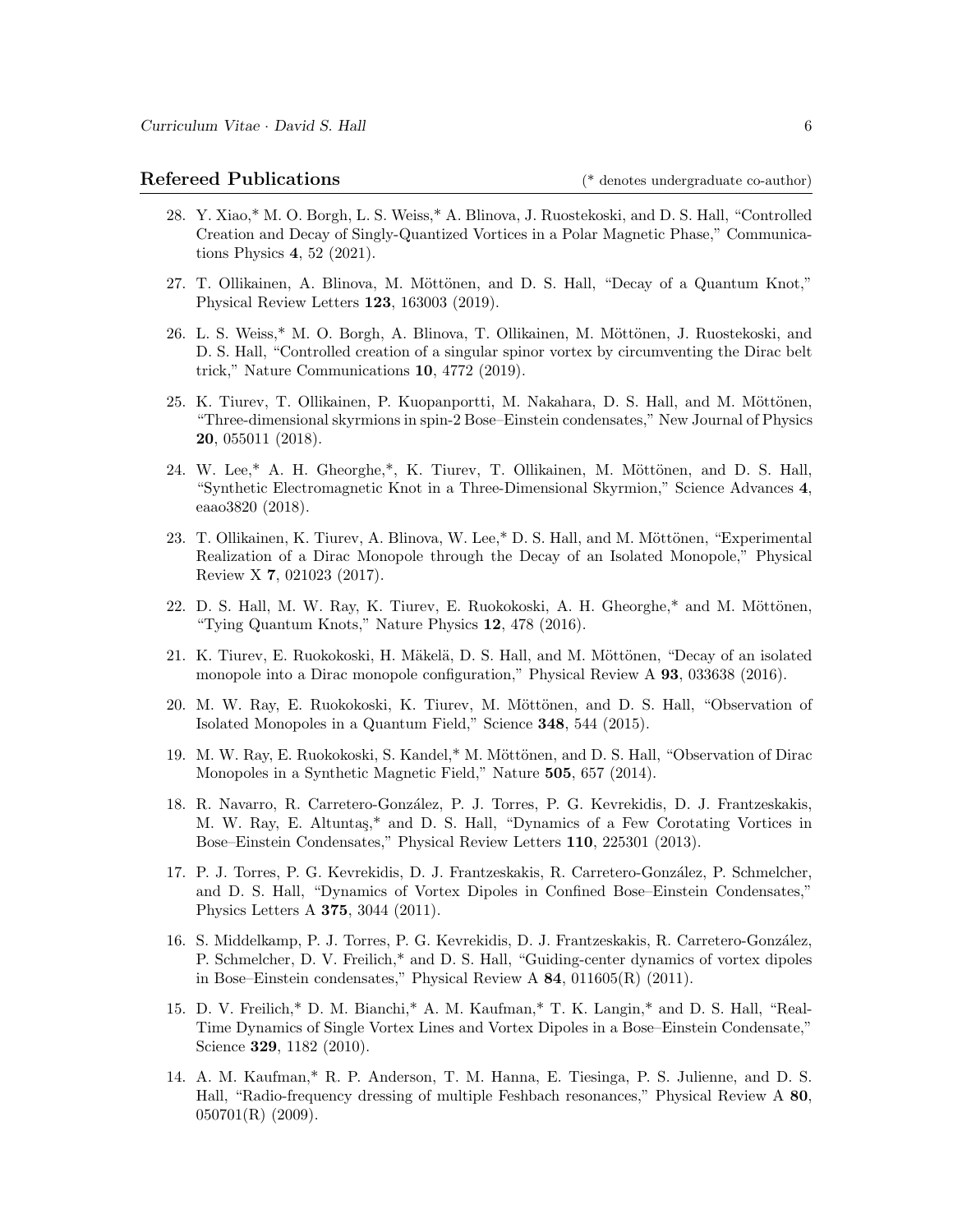## Refereed Publications

(* denotes undergraduate co-author)

28. Y. Xiao,* M. O. Borgh, L. S. Weiss,* A. Blinova, J. Ruostekoski, and D. S. Hall, "Controlled Creation and Decay of Singly-Quantized Vortices in a Polar Magnetic Phase," Communications Physics **4**, 52 (2021).

27. T. Ollikainen, A. Blinova, M. Möttönen, and D. S. Hall, "Decay of a Quantum Knot," Physical Review Letters **123**, 163003 (2019).

26. L. S. Weiss,* M. O. Borgh, A. Blinova, T. Ollikainen, M. Möttönen, J. Ruostekoski, and D. S. Hall, "Controlled creation of a singular spinor vortex by circumventing the Dirac belt trick," Nature Communications **10**, 4772 (2019).

25. K. Tiurev, T. Ollikainen, P. Kuopanportti, M. Nakahara, D. S. Hall, and M. Möttönen, "Three-dimensional skyrmions in spin-2 Bose–Einstein condensates," New Journal of Physics **20**, 055011 (2018).

24. W. Lee,* A. H. Gheorghe,*, K. Tiurev, T. Ollikainen, M. Möttönen, and D. S. Hall, "Synthetic Electromagnetic Knot in a Three-Dimensional Skyrmion," Science Advances **4**, eaao3820 (2018).

23. T. Ollikainen, K. Tiurev, A. Blinova, W. Lee,* D. S. Hall, and M. Möttönen, "Experimental Realization of a Dirac Monopole through the Decay of an Isolated Monopole," Physical Review X **7**, 021023 (2017).

22. D. S. Hall, M. W. Ray, K. Tiurev, E. Ruokokoski, A. H. Gheorghe,* and M. Möttönen, "Tying Quantum Knots," Nature Physics **12**, 478 (2016).

21. K. Tiurev, E. Ruokokoski, H. Mäkelä, D. S. Hall, and M. Möttönen, "Decay of an isolated monopole into a Dirac monopole configuration," Physical Review A **93**, 033638 (2016).

20. M. W. Ray, E. Ruokokoski, K. Tiurev, M. Möttönen, and D. S. Hall, "Observation of Isolated Monopoles in a Quantum Field," Science **348**, 544 (2015).

19. M. W. Ray, E. Ruokokoski, S. Kandel,* M. Möttönen, and D. S. Hall, "Observation of Dirac Monopoles in a Synthetic Magnetic Field," Nature **505**, 657 (2014).

18. R. Navarro, R. Carretero-González, P. J. Torres, P. G. Kevrekidis, D. J. Frantzeskakis, M. W. Ray, E. Altuntaş,* and D. S. Hall, "Dynamics of a Few Corotating Vortices in Bose–Einstein Condensates," Physical Review Letters **110**, 225301 (2013).

17. P. J. Torres, P. G. Kevrekidis, D. J. Frantzeskakis, R. Carretero-González, P. Schmelcher, and D. S. Hall, "Dynamics of Vortex Dipoles in Confined Bose–Einstein Condensates," Physics Letters A **375**, 3044 (2011).

16. S. Middelkamp, P. J. Torres, P. G. Kevrekidis, D. J. Frantzeskakis, R. Carretero-González, P. Schmelcher, D. V. Freilich,* and D. S. Hall, "Guiding-center dynamics of vortex dipoles in Bose–Einstein condensates," Physical Review A **84**, 011605(R) (2011).

15. D. V. Freilich,* D. M. Bianchi,* A. M. Kaufman,* T. K. Langin,* and D. S. Hall, "Real-Time Dynamics of Single Vortex Lines and Vortex Dipoles in a Bose–Einstein Condensate," Science **329**, 1182 (2010).

14. A. M. Kaufman,* R. P. Anderson, T. M. Hanna, E. Tiesinga, P. S. Julienne, and D. S. Hall, "Radio-frequency dressing of multiple Feshbach resonances," Physical Review A **80**, 050701(R) (2009).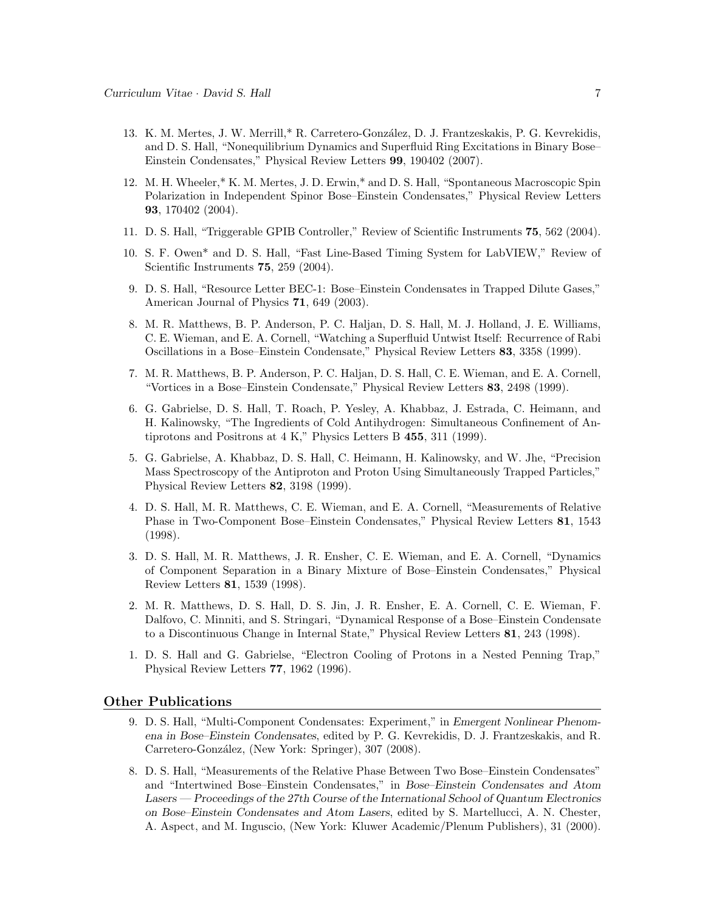13. K. M. Mertes, J. W. Merrill,* R. Carretero-González, D. J. Frantzeskakis, P. G. Kevrekidis, and D. S. Hall, "Nonequilibrium Dynamics and Superfluid Ring Excitations in Binary Bose–Einstein Condensates," Physical Review Letters **99**, 190402 (2007).

12. M. H. Wheeler,* K. M. Mertes, J. D. Erwin,* and D. S. Hall, "Spontaneous Macroscopic Spin Polarization in Independent Spinor Bose–Einstein Condensates," Physical Review Letters **93**, 170402 (2004).

11. D. S. Hall, "Triggerable GPIB Controller," Review of Scientific Instruments **75**, 562 (2004).

10. S. F. Owen* and D. S. Hall, "Fast Line-Based Timing System for LabVIEW," Review of Scientific Instruments **75**, 259 (2004).

9. D. S. Hall, "Resource Letter BEC-1: Bose–Einstein Condensates in Trapped Dilute Gases," American Journal of Physics **71**, 649 (2003).

8. M. R. Matthews, B. P. Anderson, P. C. Haljan, D. S. Hall, M. J. Holland, J. E. Williams, C. E. Wieman, and E. A. Cornell, "Watching a Superfluid Untwist Itself: Recurrence of Rabi Oscillations in a Bose–Einstein Condensate," Physical Review Letters **83**, 3358 (1999).

7. M. R. Matthews, B. P. Anderson, P. C. Haljan, D. S. Hall, C. E. Wieman, and E. A. Cornell, "Vortices in a Bose–Einstein Condensate," Physical Review Letters **83**, 2498 (1999).

6. G. Gabrielse, D. S. Hall, T. Roach, P. Yesley, A. Khabbaz, J. Estrada, C. Heimann, and H. Kalinowsky, "The Ingredients of Cold Antihydrogen: Simultaneous Confinement of Antiprotons and Positrons at 4 K," Physics Letters B **455**, 311 (1999).

5. G. Gabrielse, A. Khabbaz, D. S. Hall, C. Heimann, H. Kalinowsky, and W. Jhe, "Precision Mass Spectroscopy of the Antiproton and Proton Using Simultaneously Trapped Particles," Physical Review Letters **82**, 3198 (1999).

4. D. S. Hall, M. R. Matthews, C. E. Wieman, and E. A. Cornell, "Measurements of Relative Phase in Two-Component Bose–Einstein Condensates," Physical Review Letters **81**, 1543 (1998).

3. D. S. Hall, M. R. Matthews, J. R. Ensher, C. E. Wieman, and E. A. Cornell, "Dynamics of Component Separation in a Binary Mixture of Bose–Einstein Condensates," Physical Review Letters **81**, 1539 (1998).

2. M. R. Matthews, D. S. Hall, D. S. Jin, J. R. Ensher, E. A. Cornell, C. E. Wieman, F. Dalfovo, C. Minniti, and S. Stringari, "Dynamical Response of a Bose–Einstein Condensate to a Discontinuous Change in Internal State," Physical Review Letters **81**, 243 (1998).

1. D. S. Hall and G. Gabrielse, "Electron Cooling of Protons in a Nested Penning Trap," Physical Review Letters **77**, 1962 (1996).

## Other Publications

9. D. S. Hall, "Multi-Component Condensates: Experiment," in *Emergent Nonlinear Phenomena in Bose–Einstein Condensates*, edited by P. G. Kevrekidis, D. J. Frantzeskakis, and R. Carretero-González, (New York: Springer), 307 (2008).

8. D. S. Hall, "Measurements of the Relative Phase Between Two Bose–Einstein Condensates" and "Intertwined Bose–Einstein Condensates," in *Bose–Einstein Condensates and Atom Lasers — Proceedings of the 27th Course of the International School of Quantum Electronics on Bose–Einstein Condensates and Atom Lasers*, edited by S. Martellucci, A. N. Chester, A. Aspect, and M. Inguscio, (New York: Kluwer Academic/Plenum Publishers), 31 (2000).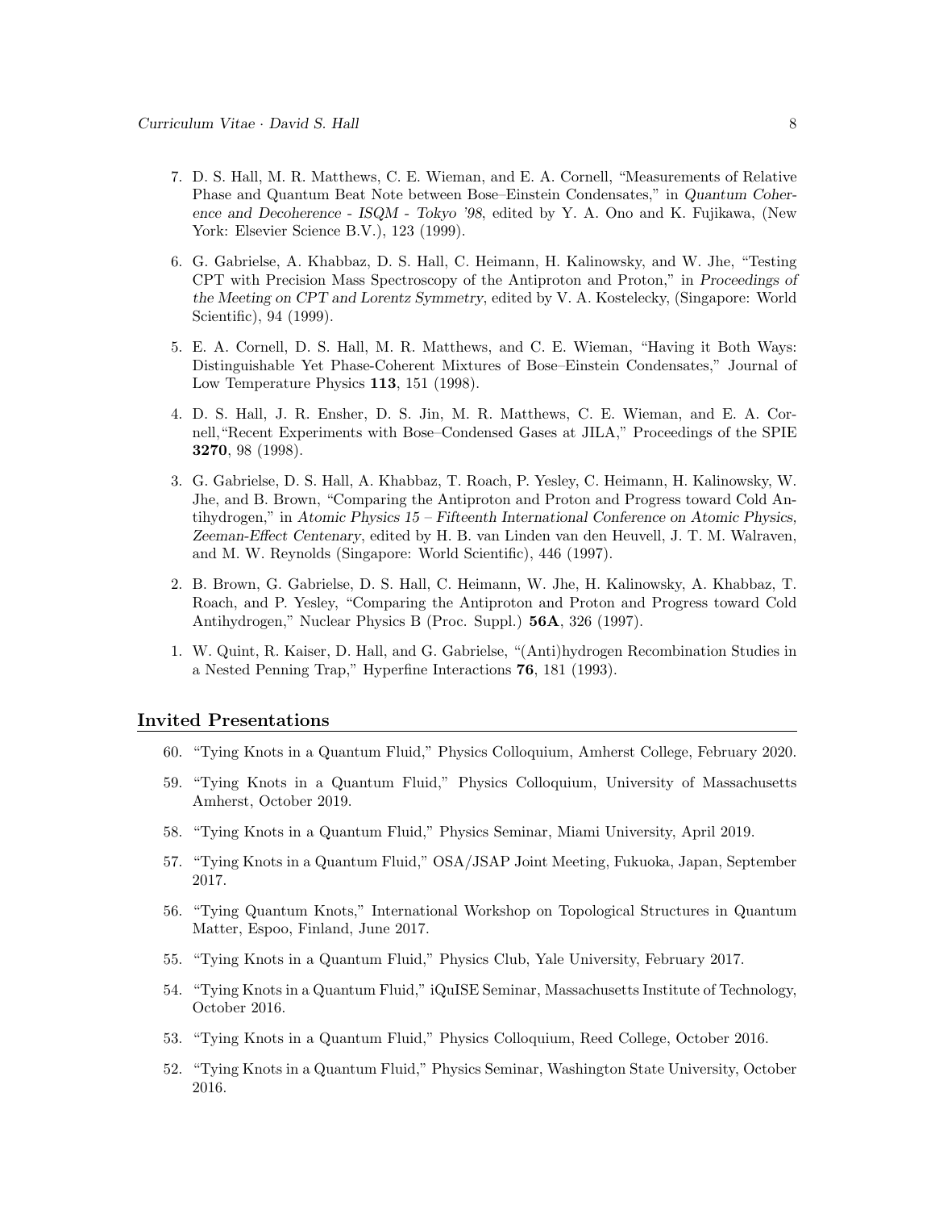7. D. S. Hall, M. R. Matthews, C. E. Wieman, and E. A. Cornell, "Measurements of Relative Phase and Quantum Beat Note between Bose–Einstein Condensates," in *Quantum Coherence and Decoherence - ISQM - Tokyo '98*, edited by Y. A. Ono and K. Fujikawa, (New York: Elsevier Science B.V.), 123 (1999).

6. G. Gabrielse, A. Khabbaz, D. S. Hall, C. Heimann, H. Kalinowsky, and W. Jhe, "Testing CPT with Precision Mass Spectroscopy of the Antiproton and Proton," in *Proceedings of the Meeting on CPT and Lorentz Symmetry*, edited by V. A. Kostelecky, (Singapore: World Scientific), 94 (1999).

5. E. A. Cornell, D. S. Hall, M. R. Matthews, and C. E. Wieman, "Having it Both Ways: Distinguishable Yet Phase-Coherent Mixtures of Bose–Einstein Condensates," Journal of Low Temperature Physics **113**, 151 (1998).

4. D. S. Hall, J. R. Ensher, D. S. Jin, M. R. Matthews, C. E. Wieman, and E. A. Cornell,"Recent Experiments with Bose–Condensed Gases at JILA," Proceedings of the SPIE **3270**, 98 (1998).

3. G. Gabrielse, D. S. Hall, A. Khabbaz, T. Roach, P. Yesley, C. Heimann, H. Kalinowsky, W. Jhe, and B. Brown, "Comparing the Antiproton and Proton and Progress toward Cold Antihydrogen," in *Atomic Physics 15 – Fifteenth International Conference on Atomic Physics, Zeeman-Effect Centenary*, edited by H. B. van Linden van den Heuvell, J. T. M. Walraven, and M. W. Reynolds (Singapore: World Scientific), 446 (1997).

2. B. Brown, G. Gabrielse, D. S. Hall, C. Heimann, W. Jhe, H. Kalinowsky, A. Khabbaz, T. Roach, and P. Yesley, "Comparing the Antiproton and Proton and Progress toward Cold Antihydrogen," Nuclear Physics B (Proc. Suppl.) **56A**, 326 (1997).

1. W. Quint, R. Kaiser, D. Hall, and G. Gabrielse, "(Anti)hydrogen Recombination Studies in a Nested Penning Trap," Hyperfine Interactions **76**, 181 (1993).

## Invited Presentations

60. "Tying Knots in a Quantum Fluid," Physics Colloquium, Amherst College, February 2020.

59. "Tying Knots in a Quantum Fluid," Physics Colloquium, University of Massachusetts Amherst, October 2019.

58. "Tying Knots in a Quantum Fluid," Physics Seminar, Miami University, April 2019.

57. "Tying Knots in a Quantum Fluid," OSA/JSAP Joint Meeting, Fukuoka, Japan, September 2017.

56. "Tying Quantum Knots," International Workshop on Topological Structures in Quantum Matter, Espoo, Finland, June 2017.

55. "Tying Knots in a Quantum Fluid," Physics Club, Yale University, February 2017.

54. "Tying Knots in a Quantum Fluid," iQuISE Seminar, Massachusetts Institute of Technology, October 2016.

53. "Tying Knots in a Quantum Fluid," Physics Colloquium, Reed College, October 2016.

52. "Tying Knots in a Quantum Fluid," Physics Seminar, Washington State University, October 2016.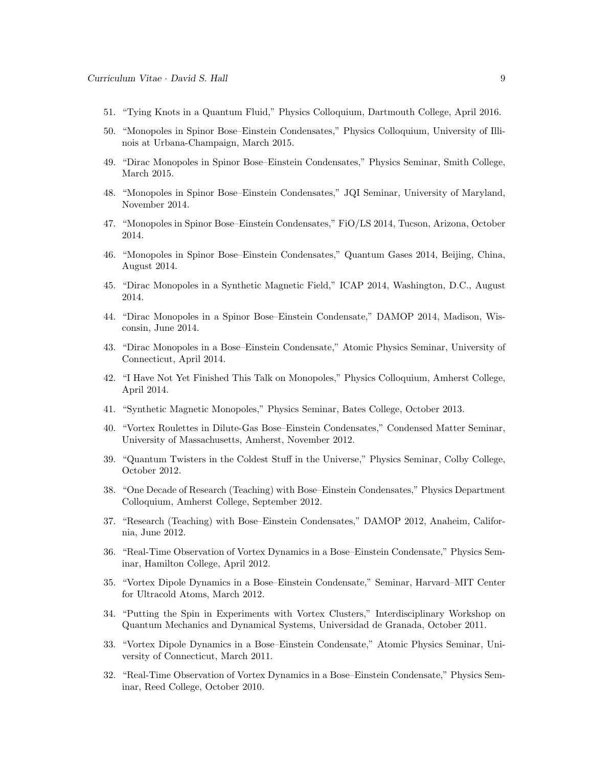51. "Tying Knots in a Quantum Fluid," Physics Colloquium, Dartmouth College, April 2016.

50. "Monopoles in Spinor Bose–Einstein Condensates," Physics Colloquium, University of Illinois at Urbana-Champaign, March 2015.

49. "Dirac Monopoles in Spinor Bose–Einstein Condensates," Physics Seminar, Smith College, March 2015.

48. "Monopoles in Spinor Bose–Einstein Condensates," JQI Seminar, University of Maryland, November 2014.

47. "Monopoles in Spinor Bose–Einstein Condensates," FiO/LS 2014, Tucson, Arizona, October 2014.

46. "Monopoles in Spinor Bose–Einstein Condensates," Quantum Gases 2014, Beijing, China, August 2014.

45. "Dirac Monopoles in a Synthetic Magnetic Field," ICAP 2014, Washington, D.C., August 2014.

44. "Dirac Monopoles in a Spinor Bose–Einstein Condensate," DAMOP 2014, Madison, Wisconsin, June 2014.

43. "Dirac Monopoles in a Bose–Einstein Condensate," Atomic Physics Seminar, University of Connecticut, April 2014.

42. "I Have Not Yet Finished This Talk on Monopoles," Physics Colloquium, Amherst College, April 2014.

41. "Synthetic Magnetic Monopoles," Physics Seminar, Bates College, October 2013.

40. "Vortex Roulettes in Dilute-Gas Bose–Einstein Condensates," Condensed Matter Seminar, University of Massachusetts, Amherst, November 2012.

39. "Quantum Twisters in the Coldest Stuff in the Universe," Physics Seminar, Colby College, October 2012.

38. "One Decade of Research (Teaching) with Bose–Einstein Condensates," Physics Department Colloquium, Amherst College, September 2012.

37. "Research (Teaching) with Bose–Einstein Condensates," DAMOP 2012, Anaheim, California, June 2012.

36. "Real-Time Observation of Vortex Dynamics in a Bose–Einstein Condensate," Physics Seminar, Hamilton College, April 2012.

35. "Vortex Dipole Dynamics in a Bose–Einstein Condensate," Seminar, Harvard–MIT Center for Ultracold Atoms, March 2012.

34. "Putting the Spin in Experiments with Vortex Clusters," Interdisciplinary Workshop on Quantum Mechanics and Dynamical Systems, Universidad de Granada, October 2011.

33. "Vortex Dipole Dynamics in a Bose–Einstein Condensate," Atomic Physics Seminar, University of Connecticut, March 2011.

32. "Real-Time Observation of Vortex Dynamics in a Bose–Einstein Condensate," Physics Seminar, Reed College, October 2010.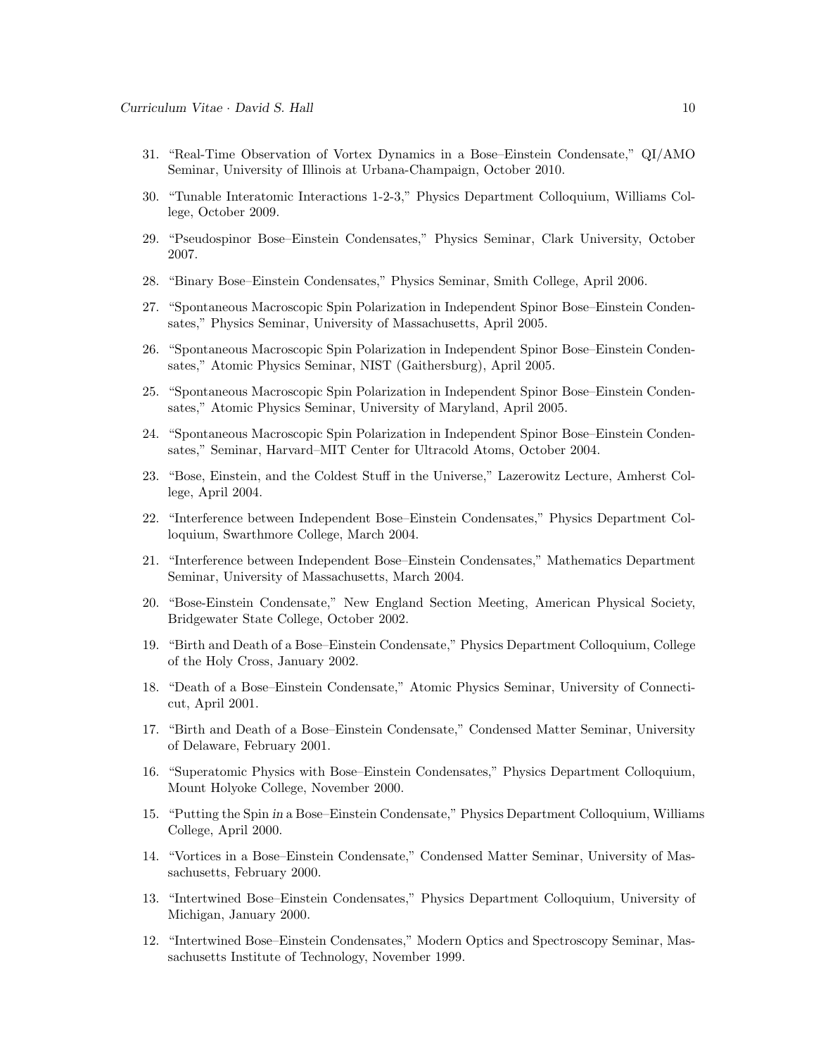31. "Real-Time Observation of Vortex Dynamics in a Bose–Einstein Condensate," QI/AMO Seminar, University of Illinois at Urbana-Champaign, October 2010.

30. "Tunable Interatomic Interactions 1-2-3," Physics Department Colloquium, Williams College, October 2009.

29. "Pseudospinor Bose–Einstein Condensates," Physics Seminar, Clark University, October 2007.

28. "Binary Bose–Einstein Condensates," Physics Seminar, Smith College, April 2006.

27. "Spontaneous Macroscopic Spin Polarization in Independent Spinor Bose–Einstein Condensates," Physics Seminar, University of Massachusetts, April 2005.

26. "Spontaneous Macroscopic Spin Polarization in Independent Spinor Bose–Einstein Condensates," Atomic Physics Seminar, NIST (Gaithersburg), April 2005.

25. "Spontaneous Macroscopic Spin Polarization in Independent Spinor Bose–Einstein Condensates," Atomic Physics Seminar, University of Maryland, April 2005.

24. "Spontaneous Macroscopic Spin Polarization in Independent Spinor Bose–Einstein Condensates," Seminar, Harvard–MIT Center for Ultracold Atoms, October 2004.

23. "Bose, Einstein, and the Coldest Stuff in the Universe," Lazerowitz Lecture, Amherst College, April 2004.

22. "Interference between Independent Bose–Einstein Condensates," Physics Department Colloquium, Swarthmore College, March 2004.

21. "Interference between Independent Bose–Einstein Condensates," Mathematics Department Seminar, University of Massachusetts, March 2004.

20. "Bose-Einstein Condensate," New England Section Meeting, American Physical Society, Bridgewater State College, October 2002.

19. "Birth and Death of a Bose–Einstein Condensate," Physics Department Colloquium, College of the Holy Cross, January 2002.

18. "Death of a Bose–Einstein Condensate," Atomic Physics Seminar, University of Connecticut, April 2001.

17. "Birth and Death of a Bose–Einstein Condensate," Condensed Matter Seminar, University of Delaware, February 2001.

16. "Superatomic Physics with Bose–Einstein Condensates," Physics Department Colloquium, Mount Holyoke College, November 2000.

15. "Putting the Spin *in* a Bose–Einstein Condensate," Physics Department Colloquium, Williams College, April 2000.

14. "Vortices in a Bose–Einstein Condensate," Condensed Matter Seminar, University of Massachusetts, February 2000.

13. "Intertwined Bose–Einstein Condensates," Physics Department Colloquium, University of Michigan, January 2000.

12. "Intertwined Bose–Einstein Condensates," Modern Optics and Spectroscopy Seminar, Massachusetts Institute of Technology, November 1999.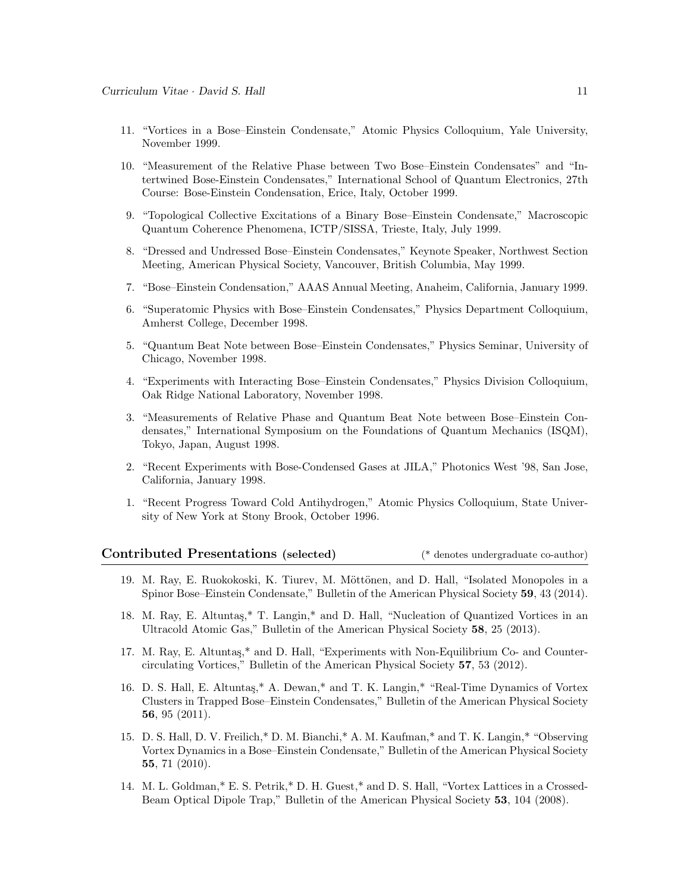11. "Vortices in a Bose–Einstein Condensate," Atomic Physics Colloquium, Yale University, November 1999.

10. "Measurement of the Relative Phase between Two Bose–Einstein Condensates" and "Intertwined Bose-Einstein Condensates," International School of Quantum Electronics, 27th Course: Bose-Einstein Condensation, Erice, Italy, October 1999.

9. "Topological Collective Excitations of a Binary Bose–Einstein Condensate," Macroscopic Quantum Coherence Phenomena, ICTP/SISSA, Trieste, Italy, July 1999.

8. "Dressed and Undressed Bose–Einstein Condensates," Keynote Speaker, Northwest Section Meeting, American Physical Society, Vancouver, British Columbia, May 1999.

7. "Bose–Einstein Condensation," AAAS Annual Meeting, Anaheim, California, January 1999.

6. "Superatomic Physics with Bose–Einstein Condensates," Physics Department Colloquium, Amherst College, December 1998.

5. "Quantum Beat Note between Bose–Einstein Condensates," Physics Seminar, University of Chicago, November 1998.

4. "Experiments with Interacting Bose–Einstein Condensates," Physics Division Colloquium, Oak Ridge National Laboratory, November 1998.

3. "Measurements of Relative Phase and Quantum Beat Note between Bose–Einstein Condensates," International Symposium on the Foundations of Quantum Mechanics (ISQM), Tokyo, Japan, August 1998.

2. "Recent Experiments with Bose-Condensed Gases at JILA," Photonics West '98, San Jose, California, January 1998.

1. "Recent Progress Toward Cold Antihydrogen," Atomic Physics Colloquium, State University of New York at Stony Brook, October 1996.

## Contributed Presentations (selected)

(* denotes undergraduate co-author)

19. M. Ray, E. Ruokokoski, K. Tiurev, M. Möttönen, and D. Hall, "Isolated Monopoles in a Spinor Bose–Einstein Condensate," Bulletin of the American Physical Society **59**, 43 (2014).

18. M. Ray, E. Altuntaş,* T. Langin,* and D. Hall, "Nucleation of Quantized Vortices in an Ultracold Atomic Gas," Bulletin of the American Physical Society **58**, 25 (2013).

17. M. Ray, E. Altuntaş,* and D. Hall, "Experiments with Non-Equilibrium Co- and Counter-circulating Vortices," Bulletin of the American Physical Society **57**, 53 (2012).

16. D. S. Hall, E. Altuntaş,* A. Dewan,* and T. K. Langin,* "Real-Time Dynamics of Vortex Clusters in Trapped Bose–Einstein Condensates," Bulletin of the American Physical Society **56**, 95 (2011).

15. D. S. Hall, D. V. Freilich,* D. M. Bianchi,* A. M. Kaufman,* and T. K. Langin,* "Observing Vortex Dynamics in a Bose–Einstein Condensate," Bulletin of the American Physical Society **55**, 71 (2010).

14. M. L. Goldman,* E. S. Petrik,* D. H. Guest,* and D. S. Hall, "Vortex Lattices in a Crossed-Beam Optical Dipole Trap," Bulletin of the American Physical Society **53**, 104 (2008).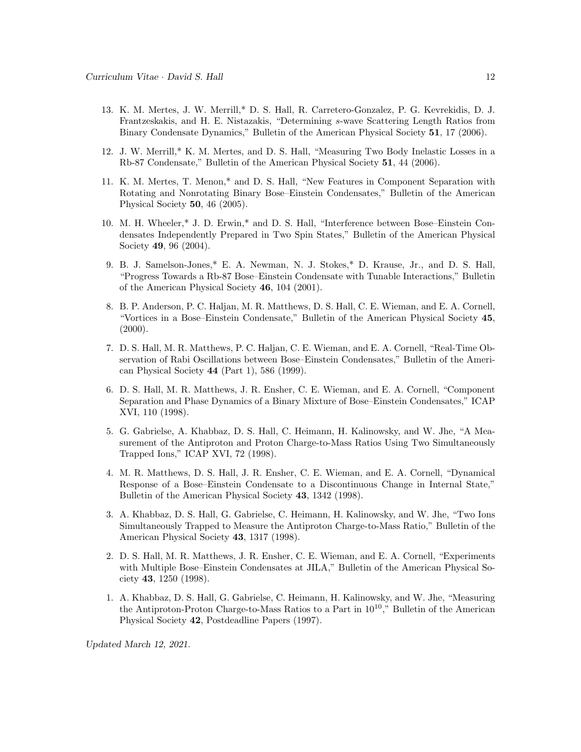13. K. M. Mertes, J. W. Merrill,* D. S. Hall, R. Carretero-Gonzalez, P. G. Kevrekidis, D. J. Frantzeskakis, and H. E. Nistazakis, "Determining *s*-wave Scattering Length Ratios from Binary Condensate Dynamics," Bulletin of the American Physical Society **51**, 17 (2006).

12. J. W. Merrill,* K. M. Mertes, and D. S. Hall, "Measuring Two Body Inelastic Losses in a Rb-87 Condensate," Bulletin of the American Physical Society **51**, 44 (2006).

11. K. M. Mertes, T. Menon,* and D. S. Hall, "New Features in Component Separation with Rotating and Nonrotating Binary Bose–Einstein Condensates," Bulletin of the American Physical Society **50**, 46 (2005).

10. M. H. Wheeler,* J. D. Erwin,* and D. S. Hall, "Interference between Bose–Einstein Condensates Independently Prepared in Two Spin States," Bulletin of the American Physical Society **49**, 96 (2004).

9. B. J. Samelson-Jones,* E. A. Newman, N. J. Stokes,* D. Krause, Jr., and D. S. Hall, "Progress Towards a Rb-87 Bose–Einstein Condensate with Tunable Interactions," Bulletin of the American Physical Society **46**, 104 (2001).

8. B. P. Anderson, P. C. Haljan, M. R. Matthews, D. S. Hall, C. E. Wieman, and E. A. Cornell, "Vortices in a Bose–Einstein Condensate," Bulletin of the American Physical Society **45**, (2000).

7. D. S. Hall, M. R. Matthews, P. C. Haljan, C. E. Wieman, and E. A. Cornell, "Real-Time Observation of Rabi Oscillations between Bose–Einstein Condensates," Bulletin of the American Physical Society **44** (Part 1), 586 (1999).

6. D. S. Hall, M. R. Matthews, J. R. Ensher, C. E. Wieman, and E. A. Cornell, "Component Separation and Phase Dynamics of a Binary Mixture of Bose–Einstein Condensates," ICAP XVI, 110 (1998).

5. G. Gabrielse, A. Khabbaz, D. S. Hall, C. Heimann, H. Kalinowsky, and W. Jhe, "A Measurement of the Antiproton and Proton Charge-to-Mass Ratios Using Two Simultaneously Trapped Ions," ICAP XVI, 72 (1998).

4. M. R. Matthews, D. S. Hall, J. R. Ensher, C. E. Wieman, and E. A. Cornell, "Dynamical Response of a Bose–Einstein Condensate to a Discontinuous Change in Internal State," Bulletin of the American Physical Society **43**, 1342 (1998).

3. A. Khabbaz, D. S. Hall, G. Gabrielse, C. Heimann, H. Kalinowsky, and W. Jhe, "Two Ions Simultaneously Trapped to Measure the Antiproton Charge-to-Mass Ratio," Bulletin of the American Physical Society **43**, 1317 (1998).

2. D. S. Hall, M. R. Matthews, J. R. Ensher, C. E. Wieman, and E. A. Cornell, "Experiments with Multiple Bose–Einstein Condensates at JILA," Bulletin of the American Physical Society **43**, 1250 (1998).

1. A. Khabbaz, D. S. Hall, G. Gabrielse, C. Heimann, H. Kalinowsky, and W. Jhe, "Measuring the Antiproton-Proton Charge-to-Mass Ratios to a Part in $10^{10}$," Bulletin of the American Physical Society **42**, Postdeadline Papers (1997).

*Updated March 12, 2021.*